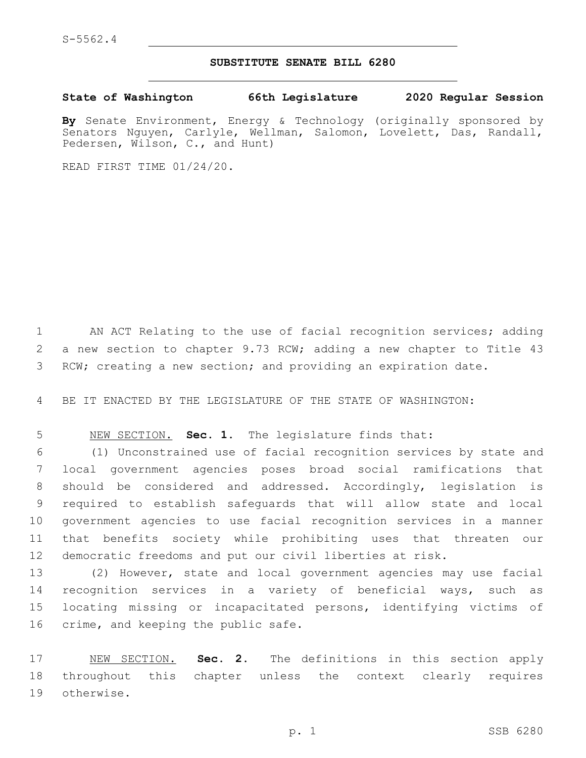S-5562.4

# SUBSTITUTE SENATE BILL 6280

**State of Washington 66th Legislature 2020 Regular Session**

**By** Senate Environment, Energy & Technology (originally sponsored by Senators Nguyen, Carlyle, Wellman, Salomon, Lovelett, Das, Randall, Pedersen, Wilson, C., and Hunt)

READ FIRST TIME 01/24/20.

AN ACT Relating to the use of facial recognition services; adding a new section to chapter 9.73 RCW; adding a new chapter to Title 43 RCW; creating a new section; and providing an expiration date.

BE IT ENACTED BY THE LEGISLATURE OF THE STATE OF WASHINGTON:

NEW SECTION. **Sec. 1.** The legislature finds that:

(1) Unconstrained use of facial recognition services by state and local government agencies poses broad social ramifications that should be considered and addressed. Accordingly, legislation is required to establish safeguards that will allow state and local government agencies to use facial recognition services in a manner that benefits society while prohibiting uses that threaten our democratic freedoms and put our civil liberties at risk.

(2) However, state and local government agencies may use facial recognition services in a variety of beneficial ways, such as locating missing or incapacitated persons, identifying victims of crime, and keeping the public safe.

NEW SECTION. **Sec. 2.** The definitions in this section apply throughout this chapter unless the context clearly requires otherwise.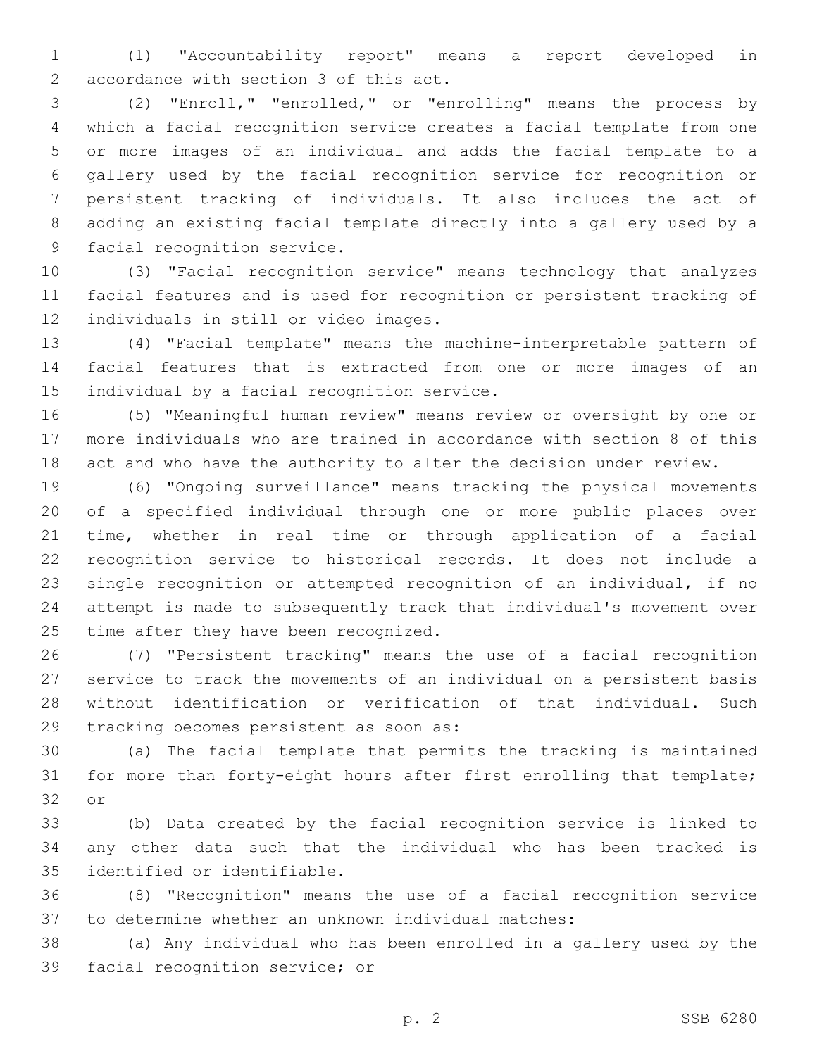(1) "Accountability report" means a report developed in accordance with section 3 of this act.

(2) "Enroll," "enrolled," or "enrolling" means the process by which a facial recognition service creates a facial template from one or more images of an individual and adds the facial template to a gallery used by the facial recognition service for recognition or persistent tracking of individuals. It also includes the act of adding an existing facial template directly into a gallery used by a facial recognition service.

(3) "Facial recognition service" means technology that analyzes facial features and is used for recognition or persistent tracking of individuals in still or video images.

(4) "Facial template" means the machine-interpretable pattern of facial features that is extracted from one or more images of an individual by a facial recognition service.

(5) "Meaningful human review" means review or oversight by one or more individuals who are trained in accordance with section 8 of this act and who have the authority to alter the decision under review.

(6) "Ongoing surveillance" means tracking the physical movements of a specified individual through one or more public places over time, whether in real time or through application of a facial recognition service to historical records. It does not include a single recognition or attempted recognition of an individual, if no attempt is made to subsequently track that individual's movement over time after they have been recognized.

(7) "Persistent tracking" means the use of a facial recognition service to track the movements of an individual on a persistent basis without identification or verification of that individual. Such tracking becomes persistent as soon as:

(a) The facial template that permits the tracking is maintained for more than forty-eight hours after first enrolling that template; or

(b) Data created by the facial recognition service is linked to any other data such that the individual who has been tracked is identified or identifiable.

(8) "Recognition" means the use of a facial recognition service to determine whether an unknown individual matches:

(a) Any individual who has been enrolled in a gallery used by the facial recognition service; or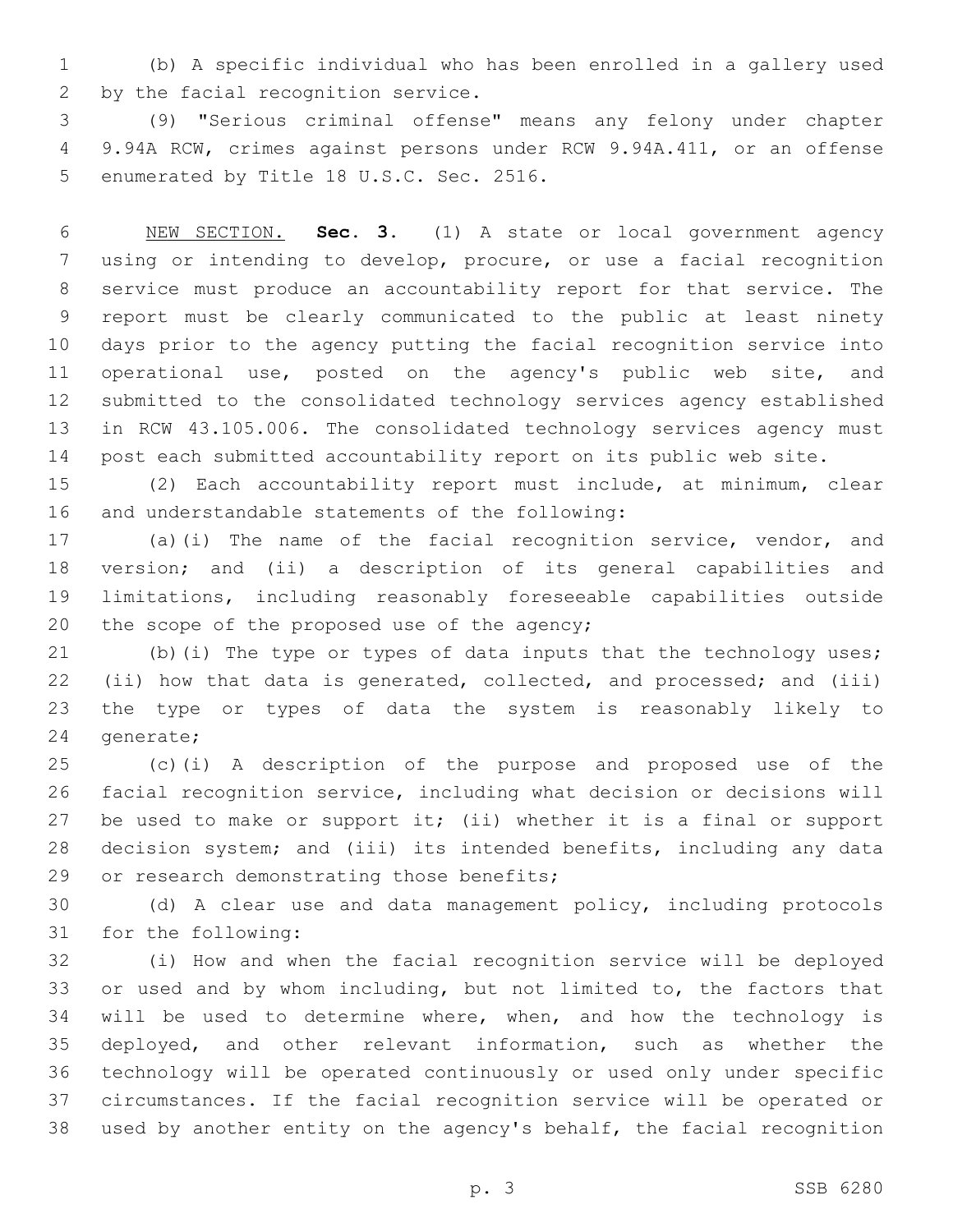(b) A specific individual who has been enrolled in a gallery used by the facial recognition service.

(9) "Serious criminal offense" means any felony under chapter 9.94A RCW, crimes against persons under RCW 9.94A.411, or an offense enumerated by Title 18 U.S.C. Sec. 2516.

NEW SECTION. **Sec. 3.** (1) A state or local government agency using or intending to develop, procure, or use a facial recognition service must produce an accountability report for that service. The report must be clearly communicated to the public at least ninety days prior to the agency putting the facial recognition service into operational use, posted on the agency's public web site, and submitted to the consolidated technology services agency established in RCW 43.105.006. The consolidated technology services agency must post each submitted accountability report on its public web site.

(2) Each accountability report must include, at minimum, clear and understandable statements of the following:

(a)(i) The name of the facial recognition service, vendor, and version; and (ii) a description of its general capabilities and limitations, including reasonably foreseeable capabilities outside the scope of the proposed use of the agency;

(b)(i) The type or types of data inputs that the technology uses; (ii) how that data is generated, collected, and processed; and (iii) the type or types of data the system is reasonably likely to generate;

(c)(i) A description of the purpose and proposed use of the facial recognition service, including what decision or decisions will be used to make or support it; (ii) whether it is a final or support decision system; and (iii) its intended benefits, including any data or research demonstrating those benefits;

(d) A clear use and data management policy, including protocols for the following:

(i) How and when the facial recognition service will be deployed or used and by whom including, but not limited to, the factors that will be used to determine where, when, and how the technology is deployed, and other relevant information, such as whether the technology will be operated continuously or used only under specific circumstances. If the facial recognition service will be operated or used by another entity on the agency's behalf, the facial recognition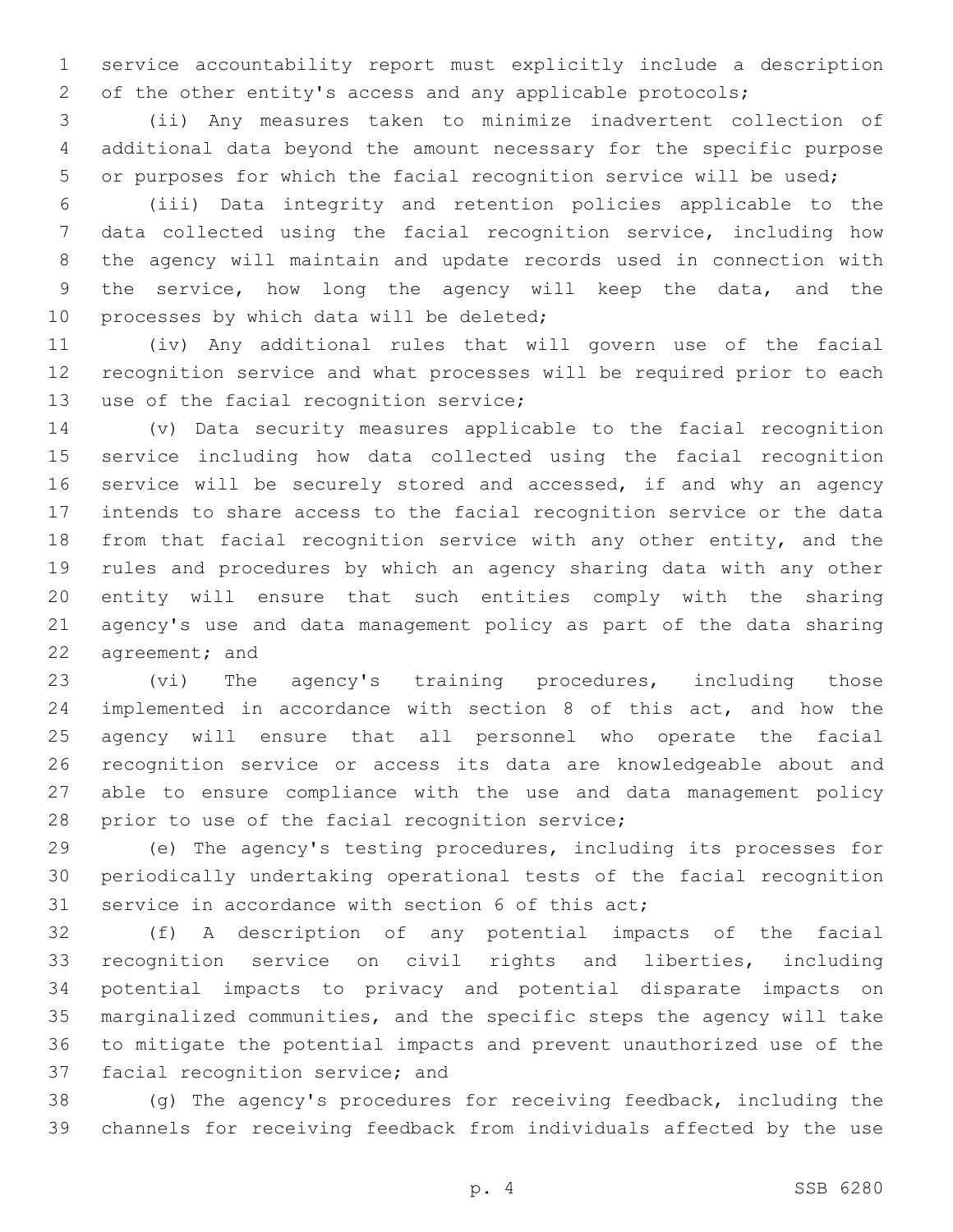service accountability report must explicitly include a description of the other entity's access and any applicable protocols;

(ii) Any measures taken to minimize inadvertent collection of additional data beyond the amount necessary for the specific purpose or purposes for which the facial recognition service will be used;

(iii) Data integrity and retention policies applicable to the data collected using the facial recognition service, including how the agency will maintain and update records used in connection with the service, how long the agency will keep the data, and the processes by which data will be deleted;

(iv) Any additional rules that will govern use of the facial recognition service and what processes will be required prior to each use of the facial recognition service;

(v) Data security measures applicable to the facial recognition service including how data collected using the facial recognition service will be securely stored and accessed, if and why an agency intends to share access to the facial recognition service or the data from that facial recognition service with any other entity, and the rules and procedures by which an agency sharing data with any other entity will ensure that such entities comply with the sharing agency's use and data management policy as part of the data sharing agreement; and

(vi) The agency's training procedures, including those implemented in accordance with section 8 of this act, and how the agency will ensure that all personnel who operate the facial recognition service or access its data are knowledgeable about and able to ensure compliance with the use and data management policy prior to use of the facial recognition service;

(e) The agency's testing procedures, including its processes for periodically undertaking operational tests of the facial recognition service in accordance with section 6 of this act;

(f) A description of any potential impacts of the facial recognition service on civil rights and liberties, including potential impacts to privacy and potential disparate impacts on marginalized communities, and the specific steps the agency will take to mitigate the potential impacts and prevent unauthorized use of the facial recognition service; and

(g) The agency's procedures for receiving feedback, including the channels for receiving feedback from individuals affected by the use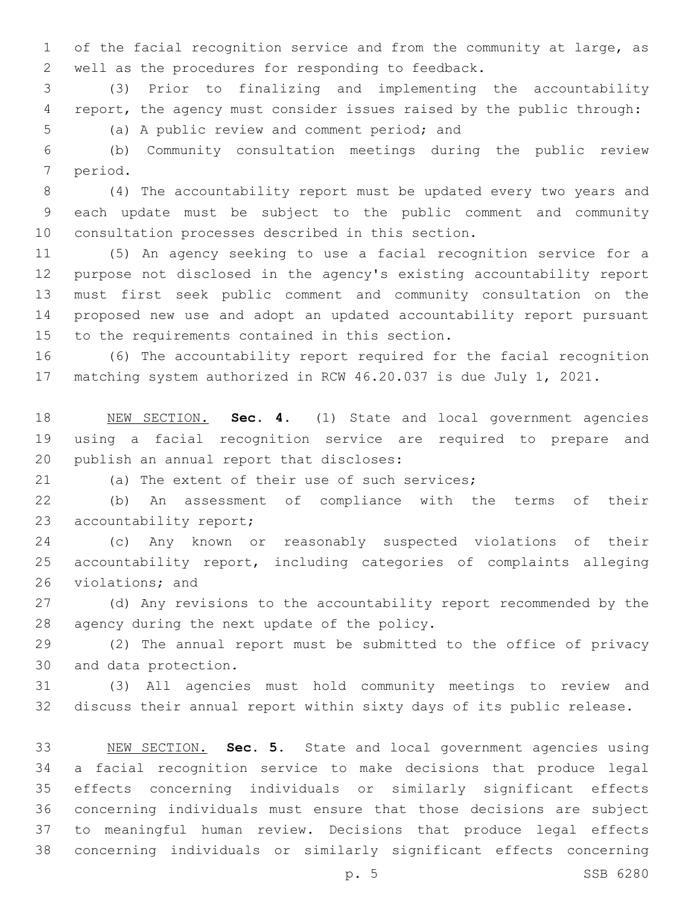of the facial recognition service and from the community at large, as well as the procedures for responding to feedback.

(3) Prior to finalizing and implementing the accountability report, the agency must consider issues raised by the public through:

(a) A public review and comment period; and

(b) Community consultation meetings during the public review period.

(4) The accountability report must be updated every two years and each update must be subject to the public comment and community consultation processes described in this section.

(5) An agency seeking to use a facial recognition service for a purpose not disclosed in the agency's existing accountability report must first seek public comment and community consultation on the proposed new use and adopt an updated accountability report pursuant to the requirements contained in this section.

(6) The accountability report required for the facial recognition matching system authorized in RCW 46.20.037 is due July 1, 2021.

NEW SECTION. **Sec. 4.** (1) State and local government agencies using a facial recognition service are required to prepare and publish an annual report that discloses:

(a) The extent of their use of such services;

(b) An assessment of compliance with the terms of their accountability report;

(c) Any known or reasonably suspected violations of their accountability report, including categories of complaints alleging violations; and

(d) Any revisions to the accountability report recommended by the agency during the next update of the policy.

(2) The annual report must be submitted to the office of privacy and data protection.

(3) All agencies must hold community meetings to review and discuss their annual report within sixty days of its public release.

NEW SECTION. **Sec. 5.** State and local government agencies using a facial recognition service to make decisions that produce legal effects concerning individuals or similarly significant effects concerning individuals must ensure that those decisions are subject to meaningful human review. Decisions that produce legal effects concerning individuals or similarly significant effects concerning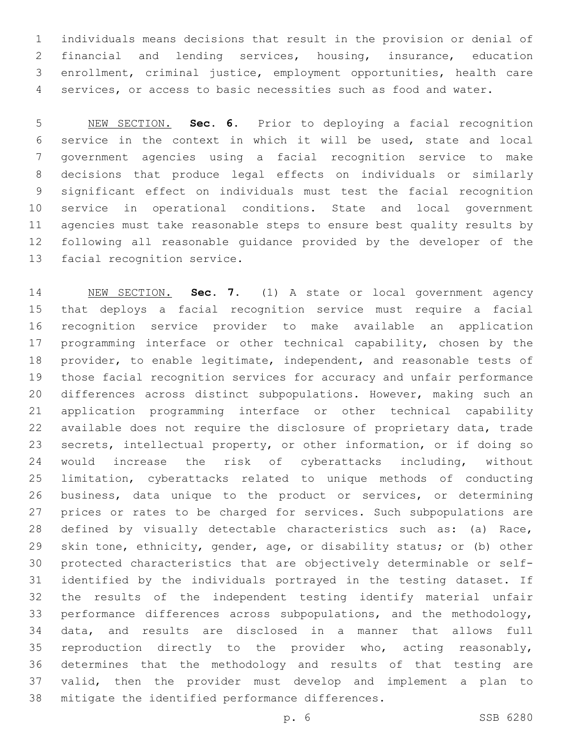individuals means decisions that result in the provision or denial of financial and lending services, housing, insurance, education enrollment, criminal justice, employment opportunities, health care services, or access to basic necessities such as food and water.

NEW SECTION. **Sec. 6.** Prior to deploying a facial recognition service in the context in which it will be used, state and local government agencies using a facial recognition service to make decisions that produce legal effects on individuals or similarly significant effect on individuals must test the facial recognition service in operational conditions. State and local government agencies must take reasonable steps to ensure best quality results by following all reasonable guidance provided by the developer of the facial recognition service.

NEW SECTION. **Sec. 7.** (1) A state or local government agency that deploys a facial recognition service must require a facial recognition service provider to make available an application programming interface or other technical capability, chosen by the provider, to enable legitimate, independent, and reasonable tests of those facial recognition services for accuracy and unfair performance differences across distinct subpopulations. However, making such an application programming interface or other technical capability available does not require the disclosure of proprietary data, trade secrets, intellectual property, or other information, or if doing so would increase the risk of cyberattacks including, without limitation, cyberattacks related to unique methods of conducting business, data unique to the product or services, or determining prices or rates to be charged for services. Such subpopulations are defined by visually detectable characteristics such as: (a) Race, skin tone, ethnicity, gender, age, or disability status; or (b) other protected characteristics that are objectively determinable or self-identified by the individuals portrayed in the testing dataset. If the results of the independent testing identify material unfair performance differences across subpopulations, and the methodology, data, and results are disclosed in a manner that allows full reproduction directly to the provider who, acting reasonably, determines that the methodology and results of that testing are valid, then the provider must develop and implement a plan to mitigate the identified performance differences.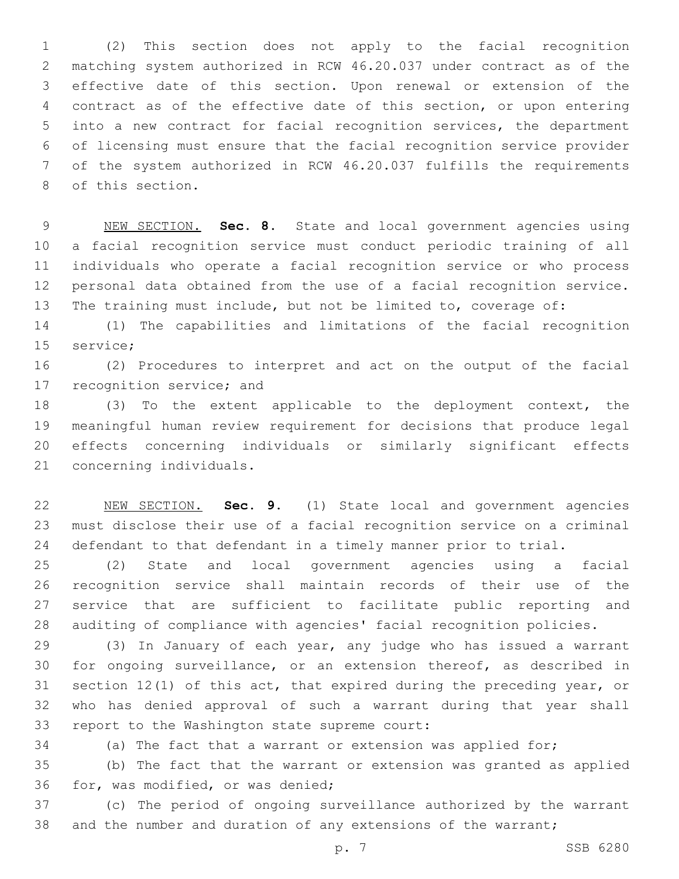(2) This section does not apply to the facial recognition matching system authorized in RCW 46.20.037 under contract as of the effective date of this section. Upon renewal or extension of the contract as of the effective date of this section, or upon entering into a new contract for facial recognition services, the department of licensing must ensure that the facial recognition service provider of the system authorized in RCW 46.20.037 fulfills the requirements of this section.

NEW SECTION. **Sec. 8.** State and local government agencies using a facial recognition service must conduct periodic training of all individuals who operate a facial recognition service or who process personal data obtained from the use of a facial recognition service. The training must include, but not be limited to, coverage of:

(1) The capabilities and limitations of the facial recognition service;

(2) Procedures to interpret and act on the output of the facial recognition service; and

(3) To the extent applicable to the deployment context, the meaningful human review requirement for decisions that produce legal effects concerning individuals or similarly significant effects concerning individuals.

NEW SECTION. **Sec. 9.** (1) State local and government agencies must disclose their use of a facial recognition service on a criminal defendant to that defendant in a timely manner prior to trial.

(2) State and local government agencies using a facial recognition service shall maintain records of their use of the service that are sufficient to facilitate public reporting and auditing of compliance with agencies' facial recognition policies.

(3) In January of each year, any judge who has issued a warrant for ongoing surveillance, or an extension thereof, as described in section 12(1) of this act, that expired during the preceding year, or who has denied approval of such a warrant during that year shall report to the Washington state supreme court:

(a) The fact that a warrant or extension was applied for;

(b) The fact that the warrant or extension was granted as applied for, was modified, or was denied;

(c) The period of ongoing surveillance authorized by the warrant and the number and duration of any extensions of the warrant;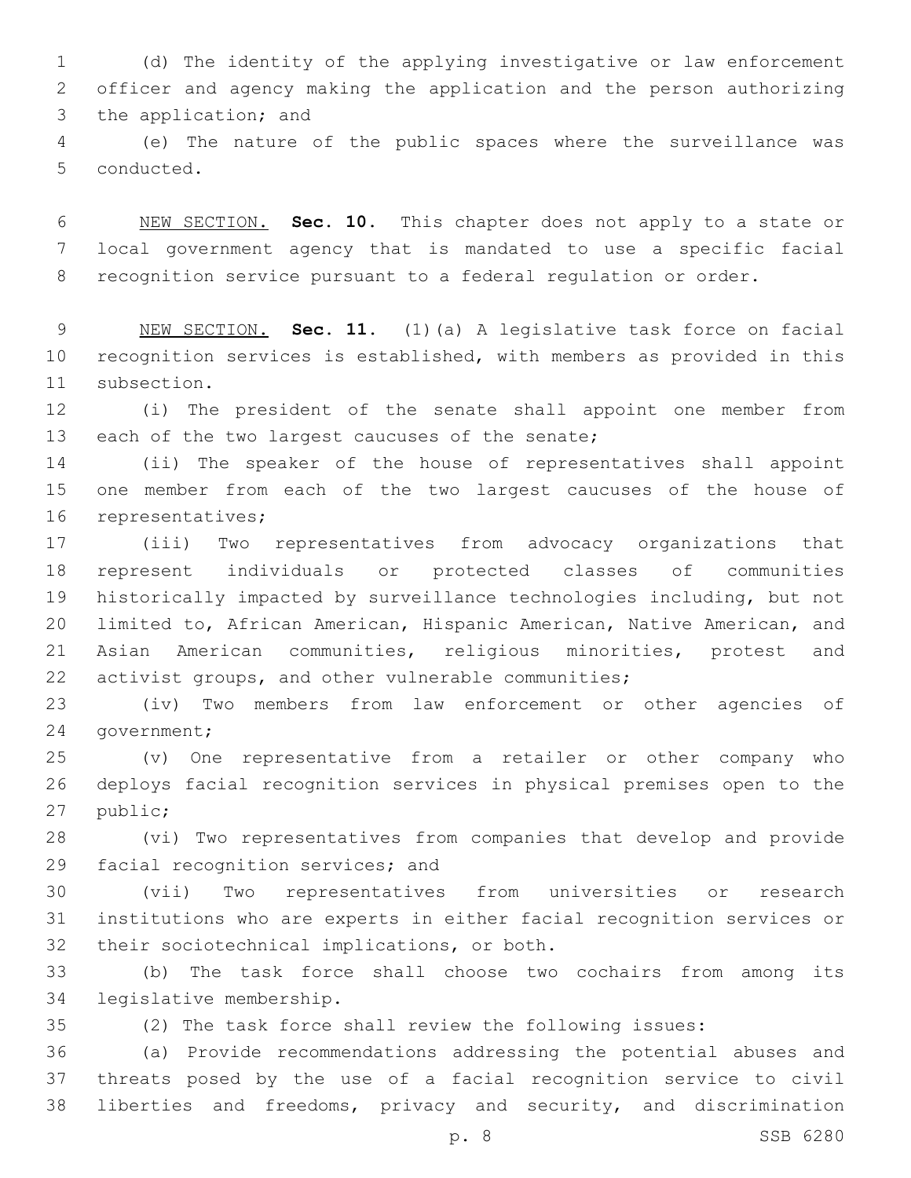(d) The identity of the applying investigative or law enforcement officer and agency making the application and the person authorizing the application; and

(e) The nature of the public spaces where the surveillance was conducted.

NEW SECTION. **Sec. 10.** This chapter does not apply to a state or local government agency that is mandated to use a specific facial recognition service pursuant to a federal regulation or order.

NEW SECTION. **Sec. 11.** (1)(a) A legislative task force on facial recognition services is established, with members as provided in this subsection.

(i) The president of the senate shall appoint one member from each of the two largest caucuses of the senate;

(ii) The speaker of the house of representatives shall appoint one member from each of the two largest caucuses of the house of representatives;

(iii) Two representatives from advocacy organizations that represent individuals or protected classes of communities historically impacted by surveillance technologies including, but not limited to, African American, Hispanic American, Native American, and Asian American communities, religious minorities, protest and activist groups, and other vulnerable communities;

(iv) Two members from law enforcement or other agencies of government;

(v) One representative from a retailer or other company who deploys facial recognition services in physical premises open to the public;

(vi) Two representatives from companies that develop and provide facial recognition services; and

(vii) Two representatives from universities or research institutions who are experts in either facial recognition services or their sociotechnical implications, or both.

(b) The task force shall choose two cochairs from among its legislative membership.

(2) The task force shall review the following issues:

(a) Provide recommendations addressing the potential abuses and threats posed by the use of a facial recognition service to civil liberties and freedoms, privacy and security, and discrimination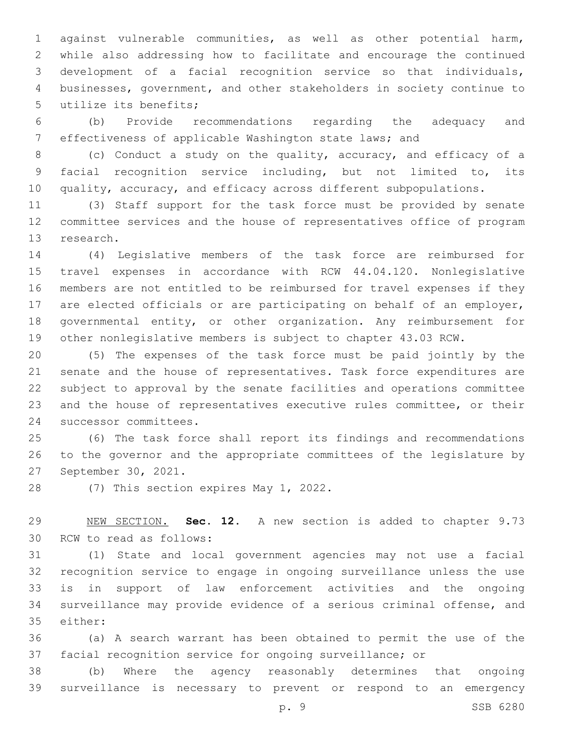against vulnerable communities, as well as other potential harm, while also addressing how to facilitate and encourage the continued development of a facial recognition service so that individuals, businesses, government, and other stakeholders in society continue to utilize its benefits;

(b) Provide recommendations regarding the adequacy and effectiveness of applicable Washington state laws; and

(c) Conduct a study on the quality, accuracy, and efficacy of a facial recognition service including, but not limited to, its quality, accuracy, and efficacy across different subpopulations.

(3) Staff support for the task force must be provided by senate committee services and the house of representatives office of program research.

(4) Legislative members of the task force are reimbursed for travel expenses in accordance with RCW 44.04.120. Nonlegislative members are not entitled to be reimbursed for travel expenses if they are elected officials or are participating on behalf of an employer, governmental entity, or other organization. Any reimbursement for other nonlegislative members is subject to chapter 43.03 RCW.

(5) The expenses of the task force must be paid jointly by the senate and the house of representatives. Task force expenditures are subject to approval by the senate facilities and operations committee and the house of representatives executive rules committee, or their successor committees.

(6) The task force shall report its findings and recommendations to the governor and the appropriate committees of the legislature by September 30, 2021.

(7) This section expires May 1, 2022.

NEW SECTION. **Sec. 12.** A new section is added to chapter 9.73 RCW to read as follows:

(1) State and local government agencies may not use a facial recognition service to engage in ongoing surveillance unless the use is in support of law enforcement activities and the ongoing surveillance may provide evidence of a serious criminal offense, and either:

(a) A search warrant has been obtained to permit the use of the facial recognition service for ongoing surveillance; or

(b) Where the agency reasonably determines that ongoing surveillance is necessary to prevent or respond to an emergency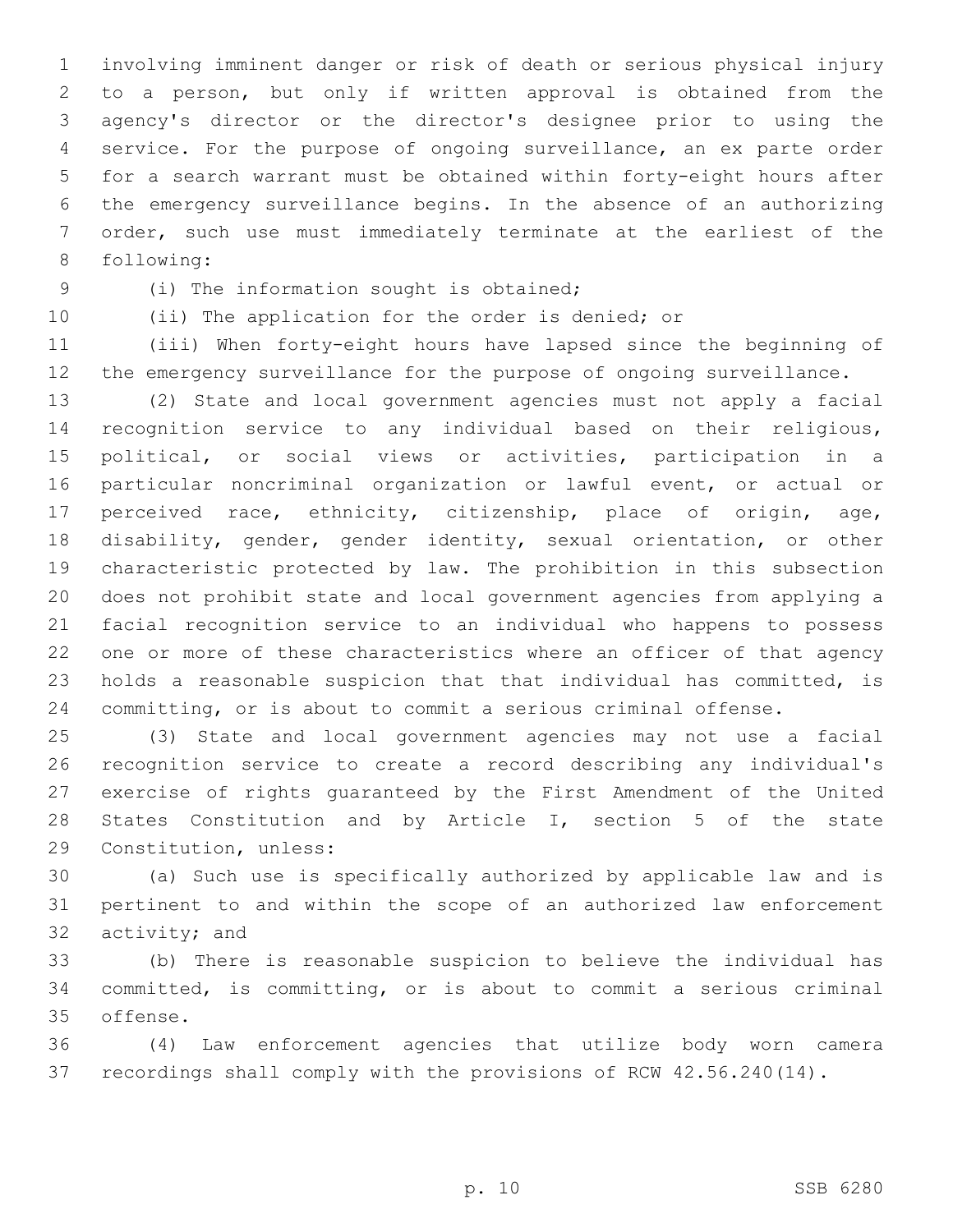involving imminent danger or risk of death or serious physical injury to a person, but only if written approval is obtained from the agency's director or the director's designee prior to using the service. For the purpose of ongoing surveillance, an ex parte order for a search warrant must be obtained within forty-eight hours after the emergency surveillance begins. In the absence of an authorizing order, such use must immediately terminate at the earliest of the following:

(i) The information sought is obtained;

(ii) The application for the order is denied; or

(iii) When forty-eight hours have lapsed since the beginning of the emergency surveillance for the purpose of ongoing surveillance.

(2) State and local government agencies must not apply a facial recognition service to any individual based on their religious, political, or social views or activities, participation in a particular noncriminal organization or lawful event, or actual or perceived race, ethnicity, citizenship, place of origin, age, disability, gender, gender identity, sexual orientation, or other characteristic protected by law. The prohibition in this subsection does not prohibit state and local government agencies from applying a facial recognition service to an individual who happens to possess one or more of these characteristics where an officer of that agency holds a reasonable suspicion that that individual has committed, is committing, or is about to commit a serious criminal offense.

(3) State and local government agencies may not use a facial recognition service to create a record describing any individual's exercise of rights guaranteed by the First Amendment of the United States Constitution and by Article I, section 5 of the state Constitution, unless:

(a) Such use is specifically authorized by applicable law and is pertinent to and within the scope of an authorized law enforcement activity; and

(b) There is reasonable suspicion to believe the individual has committed, is committing, or is about to commit a serious criminal offense.

(4) Law enforcement agencies that utilize body worn camera recordings shall comply with the provisions of RCW 42.56.240(14).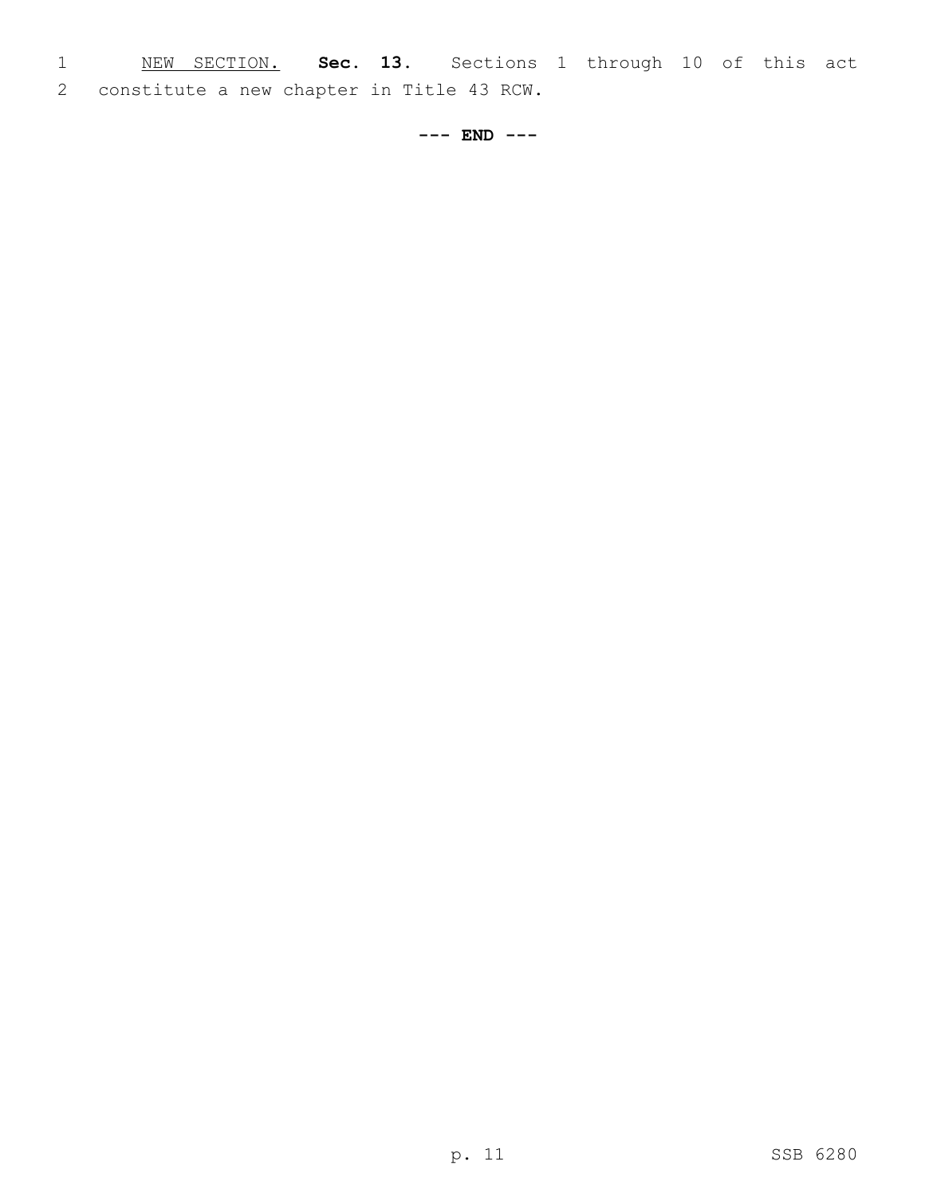NEW SECTION. **Sec. 13.** Sections 1 through 10 of this act constitute a new chapter in Title 43 RCW.

**--- END ---**